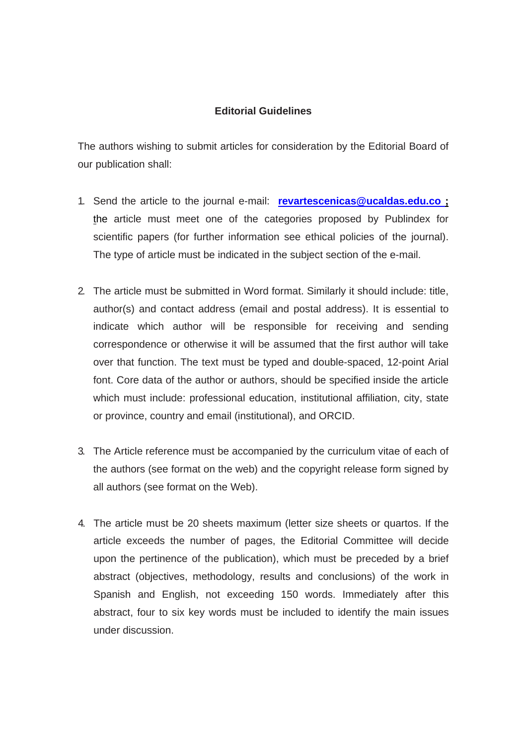# Editorial Guidelines

The authors wishing to submit articles for consideration by the Editorial Board of our publication shall:

1. Send the article to the journal e-mail: **revartescenicas@ucaldas.edu.co ;** the article must meet one of the categories proposed by Publindex for scientific papers (for further information see ethical policies of the journal). The type of article must be indicated in the subject section of the e-mail.

2. The article must be submitted in Word format. Similarly it should include: title, author(s) and contact address (email and postal address). It is essential to indicate which author will be responsible for receiving and sending correspondence or otherwise it will be assumed that the first author will take over that function. The text must be typed and double-spaced, 12-point Arial font. Core data of the author or authors, should be specified inside the article which must include: professional education, institutional affiliation, city, state or province, country and email (institutional), and ORCID.

3. The Article reference must be accompanied by the curriculum vitae of each of the authors (see format on the web) and the copyright release form signed by all authors (see format on the Web).

4. The article must be 20 sheets maximum (letter size sheets or quartos. If the article exceeds the number of pages, the Editorial Committee will decide upon the pertinence of the publication), which must be preceded by a brief abstract (objectives, methodology, results and conclusions) of the work in Spanish and English, not exceeding 150 words. Immediately after this abstract, four to six key words must be included to identify the main issues under discussion.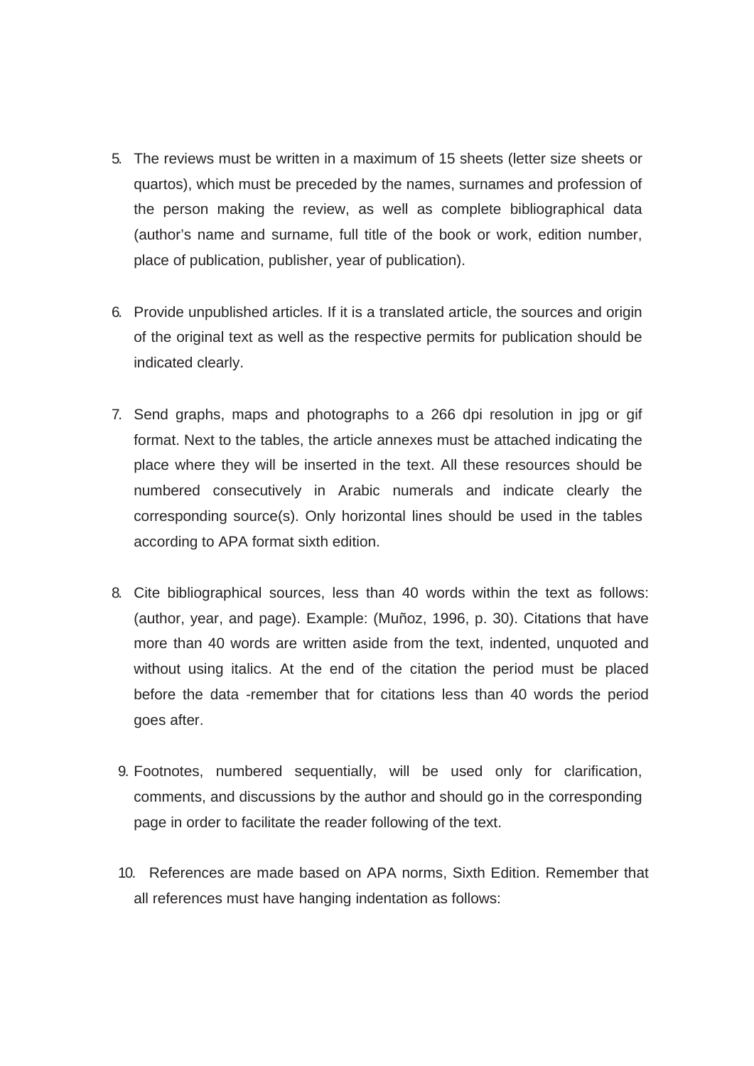5. The reviews must be written in a maximum of 15 sheets (letter size sheets or quartos), which must be preceded by the names, surnames and profession of the person making the review, as well as complete bibliographical data (author's name and surname, full title of the book or work, edition number, place of publication, publisher, year of publication).

6. Provide unpublished articles. If it is a translated article, the sources and origin of the original text as well as the respective permits for publication should be indicated clearly.

7. Send graphs, maps and photographs to a 266 dpi resolution in jpg or gif format. Next to the tables, the article annexes must be attached indicating the place where they will be inserted in the text. All these resources should be numbered consecutively in Arabic numerals and indicate clearly the corresponding source(s). Only horizontal lines should be used in the tables according to APA format sixth edition.

8. Cite bibliographical sources, less than 40 words within the text as follows: (author, year, and page). Example: (Muñoz, 1996, p. 30). Citations that have more than 40 words are written aside from the text, indented, unquoted and without using italics. At the end of the citation the period must be placed before the data -remember that for citations less than 40 words the period goes after.

9. Footnotes, numbered sequentially, will be used only for clarification, comments, and discussions by the author and should go in the corresponding page in order to facilitate the reader following of the text.

10. References are made based on APA norms, Sixth Edition. Remember that all references must have hanging indentation as follows: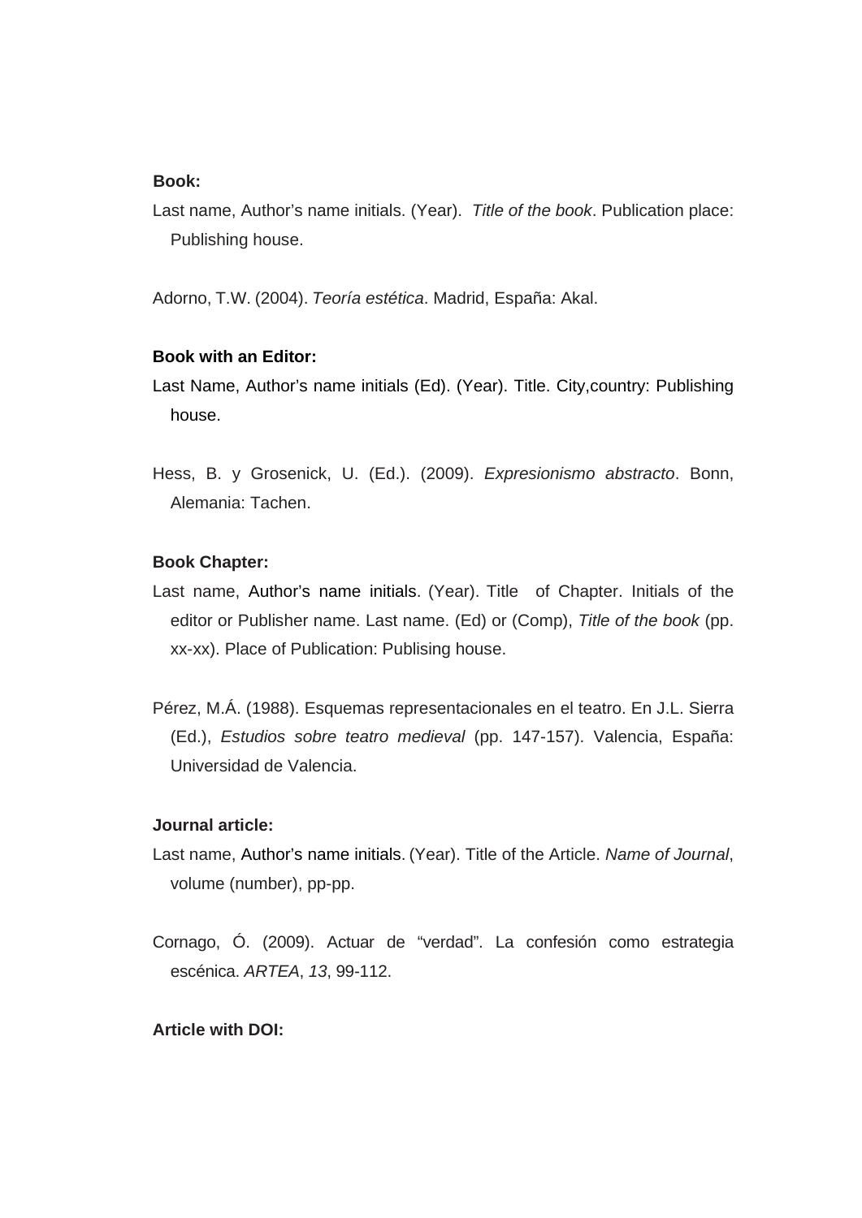**Book:**

Last name, Author’s name initials. (Year). *Title of the book*. Publication place: Publishing house.

Adorno, T.W. (2004). *Teoría estética*. Madrid, España: Akal.

**Book with an Editor:**

Last Name, Author’s name initials (Ed). (Year). Title. City,country: Publishing house.

Hess, B. y Grosenick, U. (Ed.). (2009). *Expresionismo abstracto*. Bonn, Alemania: Tachen.

**Book Chapter:**

Last name, Author’s name initials. (Year). Title of Chapter. Initials of the editor or Publisher name. Last name. (Ed) or (Comp), *Title of the book* (pp. xx-xx). Place of Publication: Publising house.

Pérez, M.Á. (1988). Esquemas representacionales en el teatro. En J.L. Sierra (Ed.), *Estudios sobre teatro medieval* (pp. 147-157). Valencia, España: Universidad de Valencia.

**Journal article:**

Last name, Author’s name initials. (Year). Title of the Article. *Name of Journal*, volume (number), pp-pp.

Cornago, Ó. (2009). Actuar de “verdad”. La confesión como estrategia escénica. *ARTEA*, *13*, 99-112.

**Article with DOI:**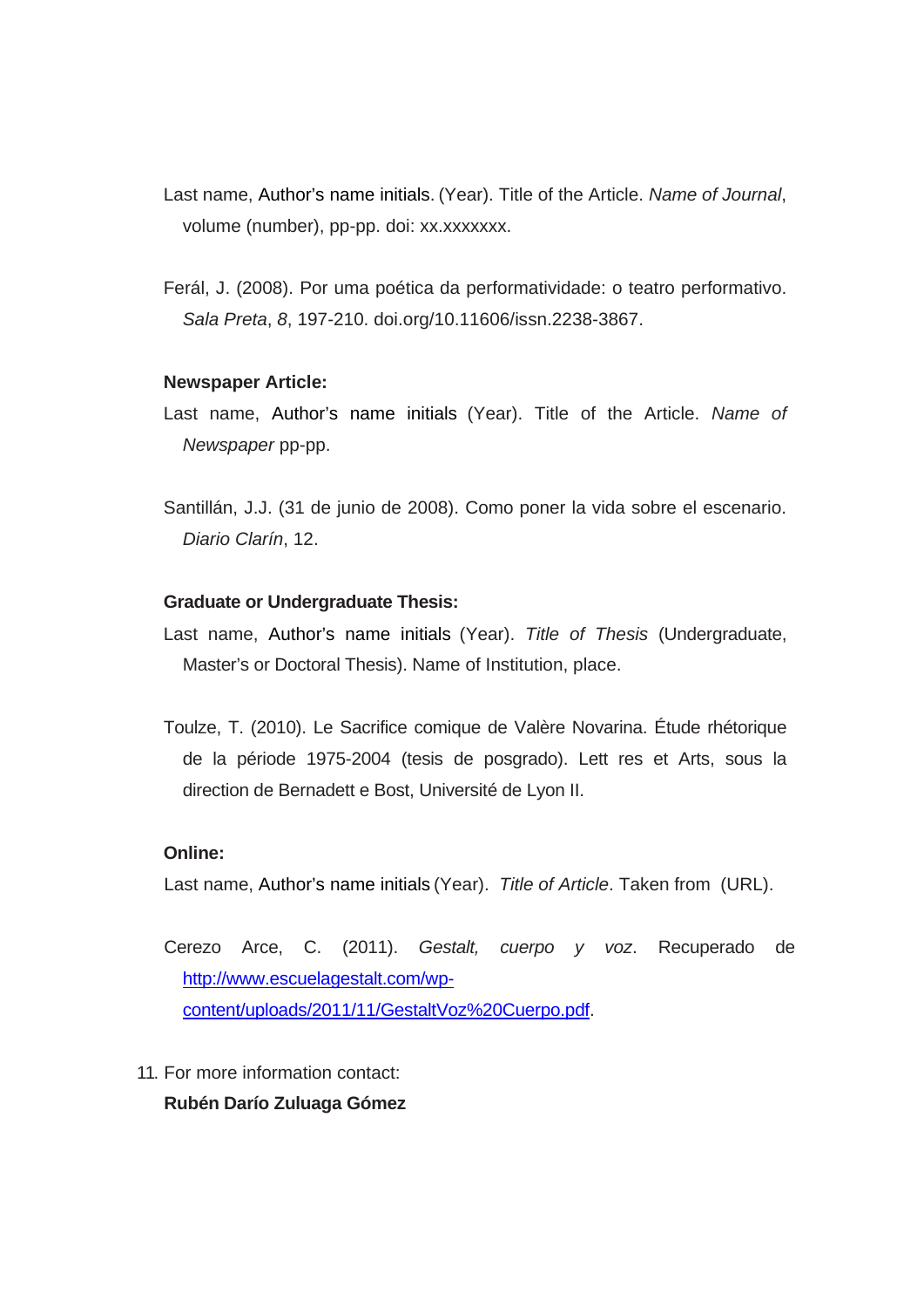Last name, Author's name initials. (Year). Title of the Article. *Name of Journal*, volume (number), pp-pp. doi: xx.xxxxxxx.

Ferál, J. (2008). Por uma poética da performatividade: o teatro performativo. *Sala Preta*, *8*, 197-210. doi.org/10.11606/issn.2238-3867.

**Newspaper Article:**

Last name, Author's name initials (Year). Title of the Article. *Name of Newspaper* pp-pp.

Santillán, J.J. (31 de junio de 2008). Como poner la vida sobre el escenario. *Diario Clarín*, 12.

**Graduate or Undergraduate Thesis:**

Last name, Author's name initials (Year). *Title of Thesis* (Undergraduate, Master's or Doctoral Thesis). Name of Institution, place.

Toulze, T. (2010). Le Sacrifice comique de Valère Novarina. Étude rhétorique de la période 1975-2004 (tesis de posgrado). Lett res et Arts, sous la direction de Bernadett e Bost, Université de Lyon II.

**Online:**

Last name, Author's name initials (Year). *Title of Article*. Taken from (URL).

Cerezo Arce, C. (2011). *Gestalt, cuerpo y voz*. Recuperado de [http://www.escuelagestalt.com/wp-content/uploads/2011/11/GestaltVoz%20Cuerpo.pdf](http://www.escuelagestalt.com/wp-content/uploads/2011/11/GestaltVoz%20Cuerpo.pdf).

11. For more information contact:

    **Rubén Darío Zuluaga Gómez**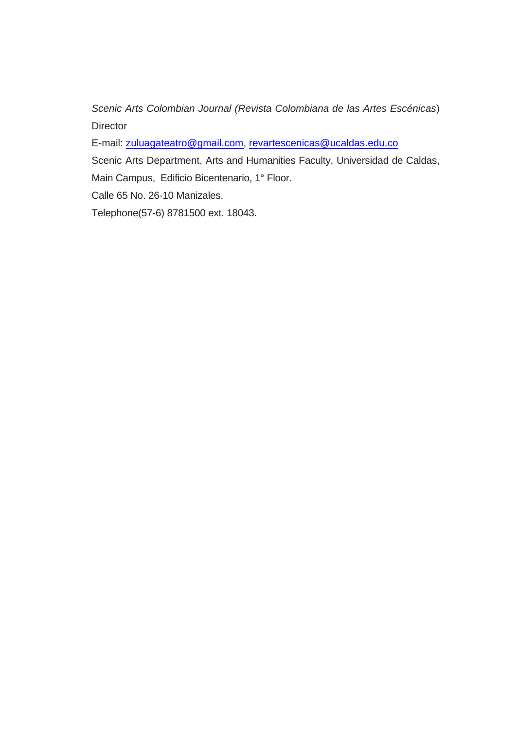*Scenic Arts Colombian Journal (Revista Colombiana de las Artes Escénicas*)
Director

E-mail: zuluagateatro@gmail.com, revartescenicas@ucaldas.edu.co

Scenic Arts Department, Arts and Humanities Faculty, Universidad de Caldas, Main Campus, Edificio Bicentenario, 1° Floor.

Calle 65 No. 26-10 Manizales.

Telephone(57-6) 8781500 ext. 18043.